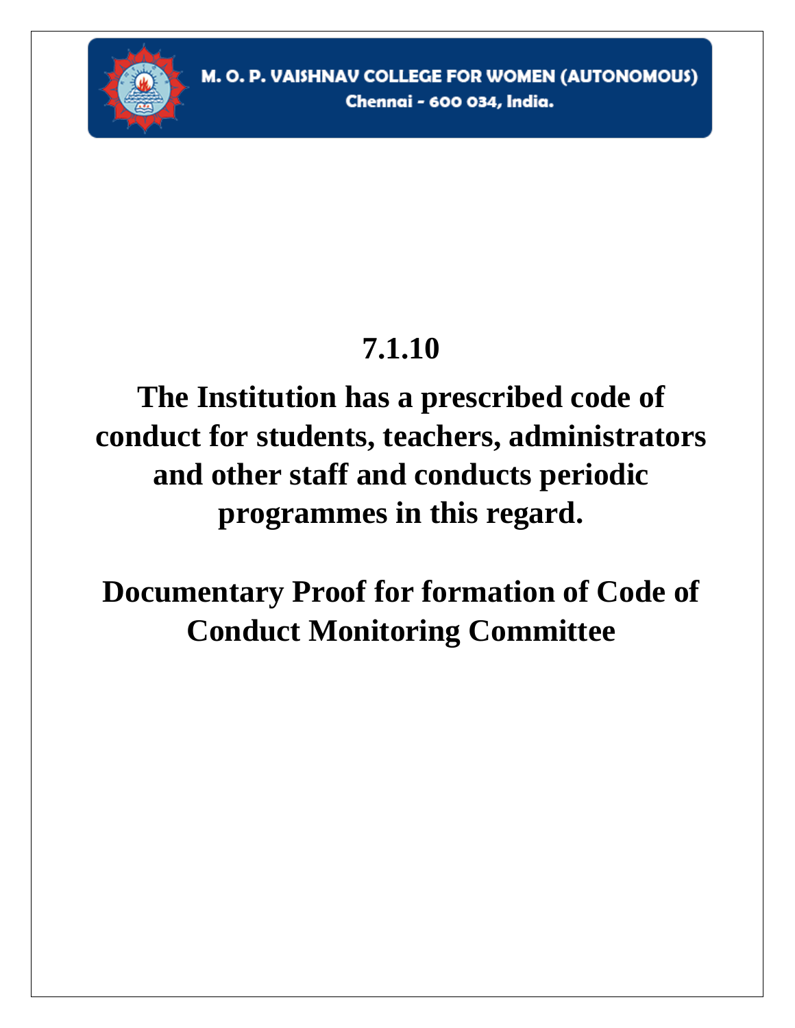M. O. P. VAISHNAV COLLEGE FOR WOMEN (AUTONOMOUS)

Chennai - 600 034, India.

# 7.1.10

# The Institution has a prescribed code of conduct for students, teachers, administrators and other staff and conducts periodic programmes in this regard.

# Documentary Proof for formation of Code of Conduct Monitoring Committee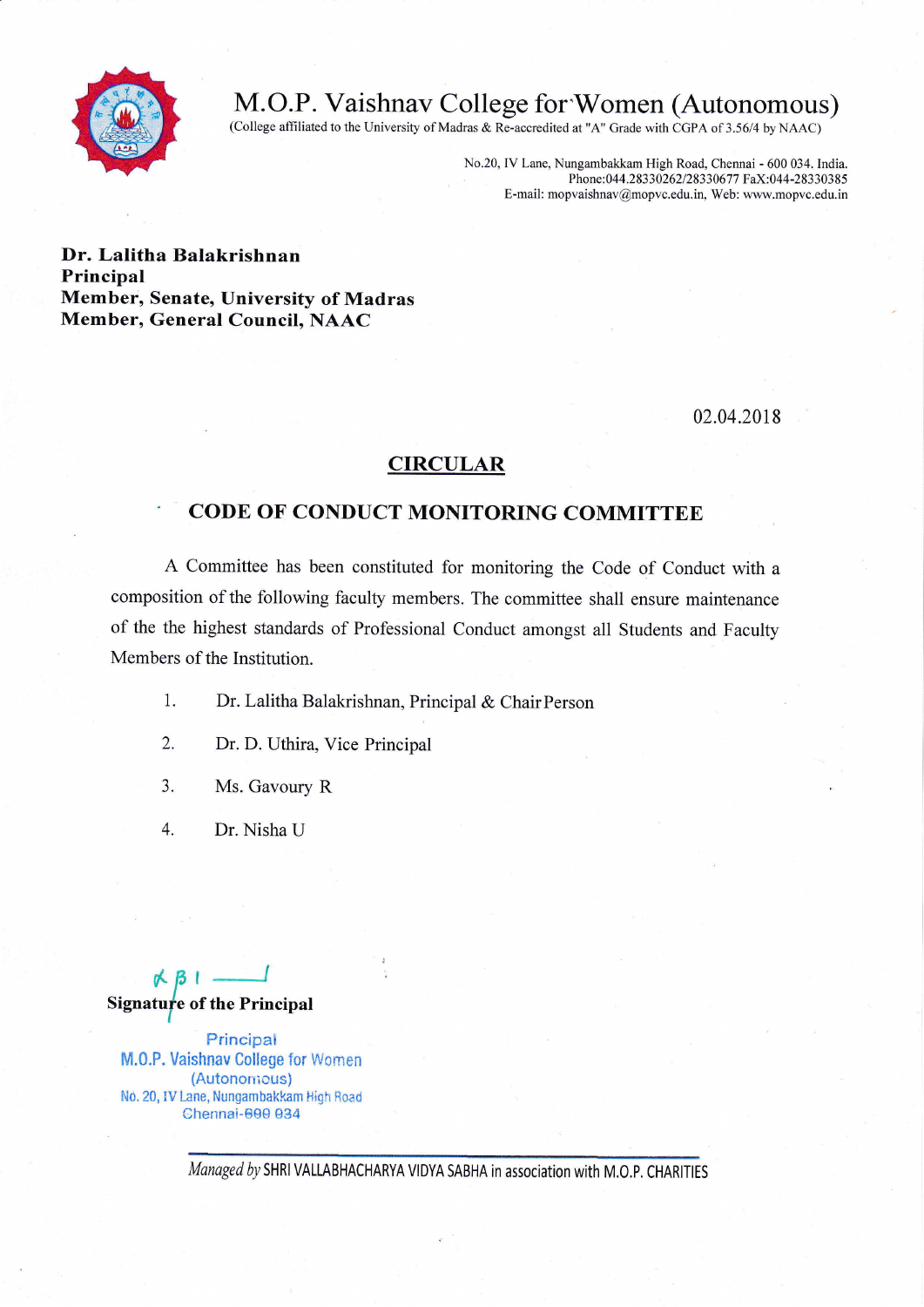# M.O.P. Vaishnav College for Women (Autonomous)

(College affiliated to the University of Madras & Re-accredited at "A" Grade with CGPA of 3.56/4 by NAAC)

No.20, IV Lane, Nungambakkam High Road, Chennai - 600 034. India.
Phone:044.28330262/28330677 FaX:044-28330385
E-mail: mopvaishnav@mopvc.edu.in, Web: www.mopvc.edu.in

**Dr. Lalitha Balakrishnan**
**Principal**
**Member, Senate, University of Madras**
**Member, General Council, NAAC**

02.04.2018

## CIRCULAR

## CODE OF CONDUCT MONITORING COMMITTEE

A Committee has been constituted for monitoring the Code of Conduct with a composition of the following faculty members. The committee shall ensure maintenance of the the highest standards of Professional Conduct amongst all Students and Faculty Members of the Institution.

1. Dr. Lalitha Balakrishnan, Principal & Chair Person
2. Dr. D. Uthira, Vice Principal
3. Ms. Gavoury R
4. Dr. Nisha U

**Signature of the Principal**

Principal
M.O.P. Vaishnav College for Women
(Autonomous)
No. 20, IV Lane, Nungambakkam High Road
Chennai-600 034

*Managed by* SHRI VALLABHACHARYA VIDYA SABHA in association with M.O.P. CHARITIES